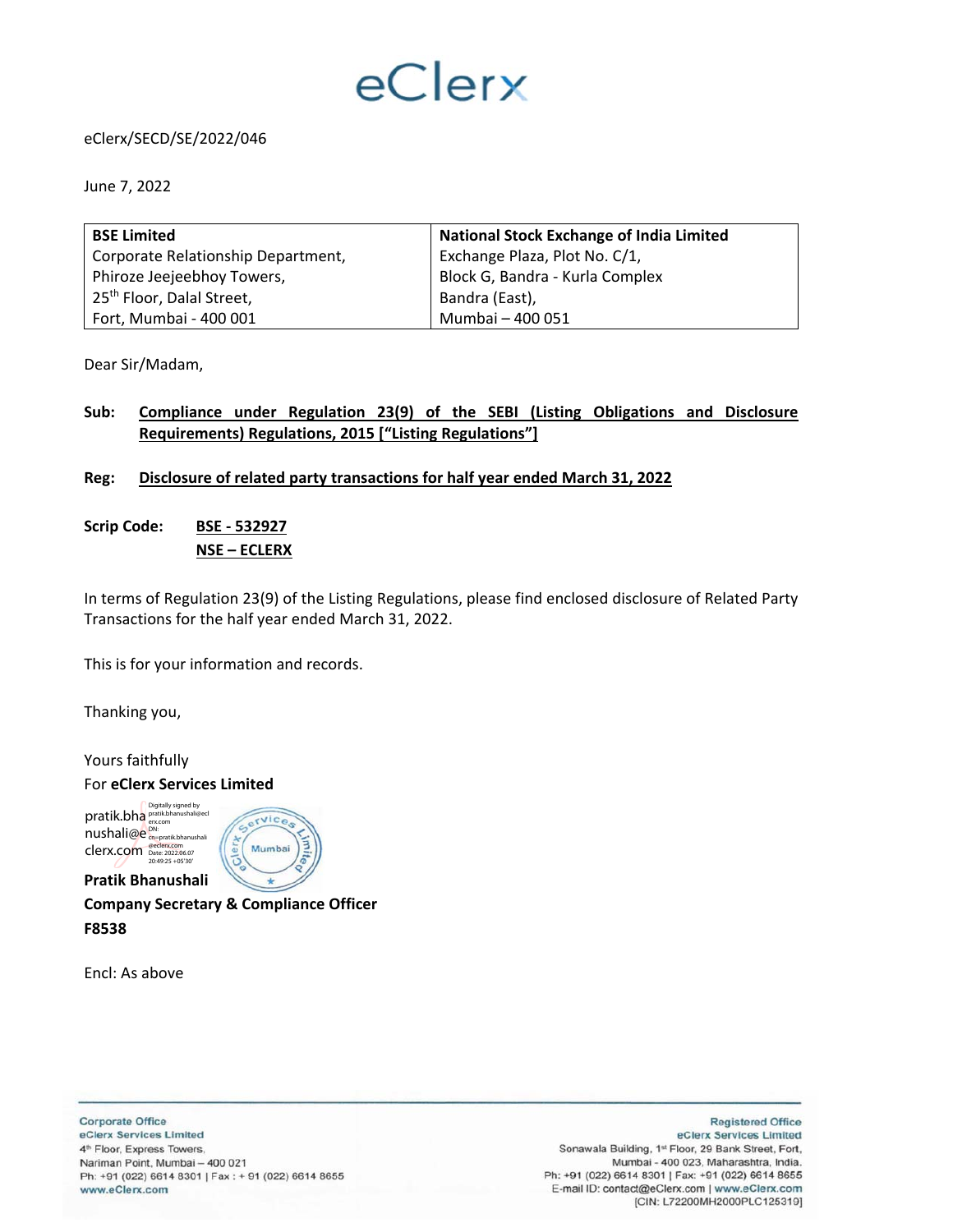eClerx

eClerx/SECD/SE/2022/046

June 7, 2022

| **BSE Limited** | **National Stock Exchange of India Limited** |
|---|---|
| Corporate Relationship Department, | Exchange Plaza, Plot No. C/1, |
| Phiroze Jeejeebhoy Towers, | Block G, Bandra - Kurla Complex |
| 25th Floor, Dalal Street, | Bandra (East), |
| Fort, Mumbai - 400 001 | Mumbai – 400 051 |

Dear Sir/Madam,

**Sub: Compliance under Regulation 23(9) of the SEBI (Listing Obligations and Disclosure Requirements) Regulations, 2015 ["Listing Regulations"]**

**Reg: Disclosure of related party transactions for half year ended March 31, 2022**

**Scrip Code: BSE - 532927**
**NSE – ECLERX**

In terms of Regulation 23(9) of the Listing Regulations, please find enclosed disclosure of Related Party Transactions for the half year ended March 31, 2022.

This is for your information and records.

Thanking you,

Yours faithfully
For **eClerx Services Limited**

pratik.bhanushali@eclerx.com
Digitally signed by pratik.bhanushali@eclerx.com
DN: cn=pratik.bhanushali@eclerx.com
Date: 2022.06.07 20:49:25 +05'30'

**Pratik Bhanushali**
**Company Secretary & Compliance Officer**
**F8538**

Encl: As above

Corporate Office
eClerx Services Limited
4th Floor, Express Towers,
Nariman Point, Mumbai – 400 021
Ph: +91 (022) 6614 8301 | Fax : + 91 (022) 6614 8655
www.eClerx.com

Registered Office
eClerx Services Limited
Sonawala Building, 1st Floor, 29 Bank Street, Fort,
Mumbai - 400 023, Maharashtra, India.
Ph: +91 (022) 6614 8301 | Fax: +91 (022) 6614 8655
E-mail ID: contact@eClerx.com | www.eClerx.com
[CIN: L72200MH2000PLC125319]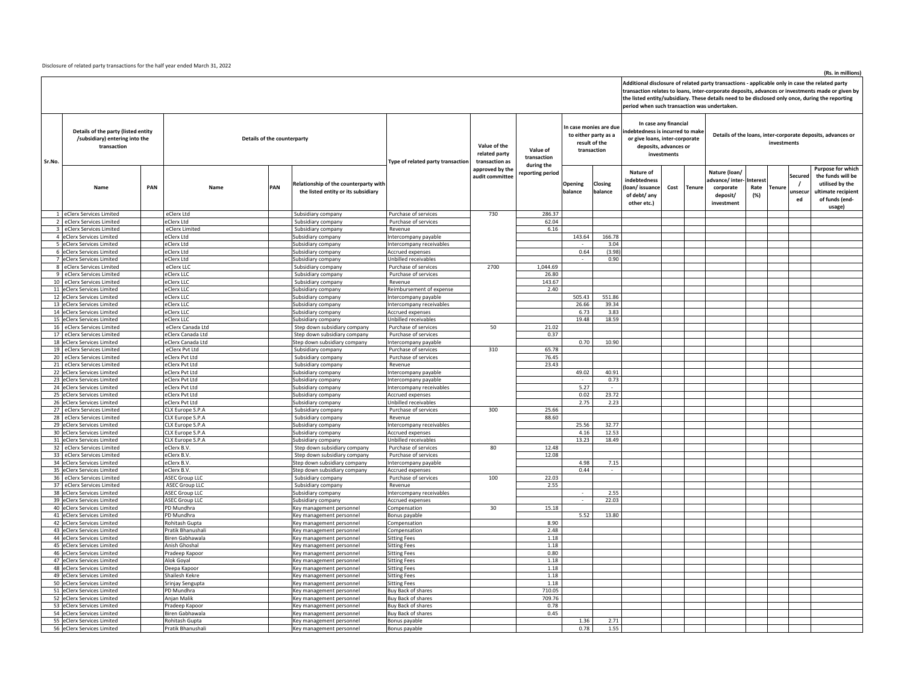Disclosure of related party transactions for the half year ended March 31, 2022

(Rs. in millions)

| Sr.No. | Details of the party (listed entity /subsidiary) entering into the transaction | | Details of the counterparty | | | Type of related party transaction | Value of the related party transaction as approved by the audit committee | Value of transaction during the reporting period | In case monies are due to either party as a result of the transaction | | Additional disclosure of related party transactions - applicable only in case the related party transaction relates to loans, inter-corporate deposits, advances or investments made or given by the listed entity/subsidiary. These details need to be disclosed only once, during the reporting period when such transaction was undertaken. In case any financial indebtedness is incurred to make or give loans, inter-corporate deposits, advances or investments | | | Details of the loans, inter-corporate deposits, advances or investments | | | | |
|---|---|---|---|---|---|---|---|---|---|---|---|---|---|---|---|---|---|---|
| | Name | PAN | Name | PAN | Relationship of the counterparty with the listed entity or its subsidiary | | | | Opening balance | Closing balance | Nature of indebtedness (loan/ issuance of debt/ any other etc.) | Cost | Tenure | Nature (loan/ advance/ inter-corporate deposit/ investment | Interest Rate (%) | Tenure | Secured / unsecured | Purpose for which the funds will be utilised by the ultimate recipient of funds (end-usage) |
| 1 | eClerx Services Limited | | eClerx Ltd | | Subsidiary company | Purchase of services | 730 | 286.37 | | | | | | | | | | |
| 2 | eClerx Services Limited | | eClerx Ltd | | Subsidiary company | Purchase of services | | 62.04 | | | | | | | | | | |
| 3 | eClerx Services Limited | | eClerx Limited | | Subsidiary company | Revenue | | 6.16 | | | | | | | | | | |
| 4 | eClerx Services Limited | | eClerx Ltd | | Subsidiary company | Intercompany payable | | | 143.64 | 166.78 | | | | | | | | |
| 5 | eClerx Services Limited | | eClerx Ltd | | Subsidiary company | Intercompany receivables | | | - | 3.04 | | | | | | | | |
| 6 | eClerx Services Limited | | eClerx Ltd | | Subsidiary company | Accrued expenses | | | 0.64 | (3.98) | | | | | | | | |
| 7 | eClerx Services Limited | | eClerx Ltd | | Subsidiary company | Unbilled receivables | | | - | 0.90 | | | | | | | | |
| 8 | eClerx Services Limited | | eClerx LLC | | Subsidiary company | Purchase of services | 2700 | 1,044.69 | | | | | | | | | | |
| 9 | eClerx Services Limited | | eClerx LLC | | Subsidiary company | Purchase of services | | 26.80 | | | | | | | | | | |
| 10 | eClerx Services Limited | | eClerx LLC | | Subsidiary company | Revenue | | 143.67 | | | | | | | | | | |
| 11 | eClerx Services Limited | | eClerx LLC | | Subsidiary company | Reimbursement of expense | | 2.40 | | | | | | | | | | |
| 12 | eClerx Services Limited | | eClerx LLC | | Subsidiary company | Intercompany payable | | | 505.43 | 551.86 | | | | | | | | |
| 13 | eClerx Services Limited | | eClerx LLC | | Subsidiary company | Intercompany receivables | | | 26.66 | 39.34 | | | | | | | | |
| 14 | eClerx Services Limited | | eClerx LLC | | Subsidiary company | Accrued expenses | | | 6.73 | 3.83 | | | | | | | | |
| 15 | eClerx Services Limited | | eClerx LLC | | Subsidiary company | Unbilled receivables | | | 19.48 | 18.59 | | | | | | | | |
| 16 | eClerx Services Limited | | eClerx Canada Ltd | | Step down subsidiary company | Purchase of services | 50 | 21.02 | | | | | | | | | | |
| 17 | eClerx Services Limited | | eClerx Canada Ltd | | Step down subsidiary company | Purchase of services | | 0.37 | | | | | | | | | | |
| 18 | eClerx Services Limited | | eClerx Canada Ltd | | Step down subsidiary company | Intercompany payable | | | 0.70 | 10.90 | | | | | | | | |
| 19 | eClerx Services Limited | | eClerx Pvt Ltd | | Subsidiary company | Purchase of services | 310 | 65.78 | | | | | | | | | | |
| 20 | eClerx Services Limited | | eClerx Pvt Ltd | | Subsidiary company | Purchase of services | | 76.45 | | | | | | | | | | |
| 21 | eClerx Services Limited | | eClerx Pvt Ltd | | Subsidiary company | Revenue | | 23.43 | | | | | | | | | | |
| 22 | eClerx Services Limited | | eClerx Pvt Ltd | | Subsidiary company | Intercompany payable | | | 49.02 | 40.91 | | | | | | | | |
| 23 | eClerx Services Limited | | eClerx Pvt Ltd | | Subsidiary company | Intercompany payable | | | - | 0.73 | | | | | | | | |
| 24 | eClerx Services Limited | | eClerx Pvt Ltd | | Subsidiary company | Intercompany receivables | | | 5.27 | - | | | | | | | | |
| 25 | eClerx Services Limited | | eClerx Pvt Ltd | | Subsidiary company | Accrued expenses | | | 0.02 | 23.72 | | | | | | | | |
| 26 | eClerx Services Limited | | eClerx Pvt Ltd | | Subsidiary company | Unbilled receivables | | | 2.75 | 2.23 | | | | | | | | |
| 27 | eClerx Services Limited | | CLX Europe S.P.A | | Subsidiary company | Purchase of services | 300 | 25.66 | | | | | | | | | | |
| 28 | eClerx Services Limited | | CLX Europe S.P.A | | Subsidiary company | Revenue | | 88.60 | | | | | | | | | | |
| 29 | eClerx Services Limited | | CLX Europe S.P.A | | Subsidiary company | Intercompany receivables | | | 25.56 | 32.77 | | | | | | | | |
| 30 | eClerx Services Limited | | CLX Europe S.P.A | | Subsidiary company | Accrued expenses | | | 4.16 | 12.53 | | | | | | | | |
| 31 | eClerx Services Limited | | CLX Europe S.P.A | | Subsidiary company | Unbilled receivables | | | 13.23 | 18.49 | | | | | | | | |
| 32 | eClerx Services Limited | | eClerx B.V. | | Step down subsidiary company | Purchase of services | 80 | 12.48 | | | | | | | | | | |
| 33 | eClerx Services Limited | | eClerx B.V. | | Step down subsidiary company | Purchase of services | | 12.08 | | | | | | | | | | |
| 34 | eClerx Services Limited | | eClerx B.V. | | Step down subsidiary company | Intercompany payable | | | 4.98 | 7.15 | | | | | | | | |
| 35 | eClerx Services Limited | | eClerx B.V. | | Step down subsidiary company | Accrued expenses | | | 0.44 | - | | | | | | | | |
| 36 | eClerx Services Limited | | ASEC Group LLC | | Subsidiary company | Purchase of services | 100 | 22.03 | | | | | | | | | | |
| 37 | eClerx Services Limited | | ASEC Group LLC | | Subsidiary company | Revenue | | 2.55 | | | | | | | | | | |
| 38 | eClerx Services Limited | | ASEC Group LLC | | Subsidiary company | Intercompany receivables | | | - | 2.55 | | | | | | | | |
| 39 | eClerx Services Limited | | ASEC Group LLC | | Subsidiary company | Accrued expenses | | | - | 22.03 | | | | | | | | |
| 40 | eClerx Services Limited | | PD Mundhra | | Key management personnel | Compensation | 30 | 15.18 | | | | | | | | | | |
| 41 | eClerx Services Limited | | PD Mundhra | | Key management personnel | Bonus payable | | | 5.52 | 13.80 | | | | | | | | |
| 42 | eClerx Services Limited | | Rohitash Gupta | | Key management personnel | Compensation | | 8.90 | | | | | | | | | | |
| 43 | eClerx Services Limited | | Pratik Bhanushali | | Key management personnel | Compensation | | 2.48 | | | | | | | | | | |
| 44 | eClerx Services Limited | | Biren Gabhawala | | Key management personnel | Sitting Fees | | 1.18 | | | | | | | | | | |
| 45 | eClerx Services Limited | | Anish Ghoshal | | Key management personnel | Sitting Fees | | 1.18 | | | | | | | | | | |
| 46 | eClerx Services Limited | | Pradeep Kapoor | | Key management personnel | Sitting Fees | | 0.80 | | | | | | | | | | |
| 47 | eClerx Services Limited | | Alok Goyal | | Key management personnel | Sitting Fees | | 1.18 | | | | | | | | | | |
| 48 | eClerx Services Limited | | Deepa Kapoor | | Key management personnel | Sitting Fees | | 1.18 | | | | | | | | | | |
| 49 | eClerx Services Limited | | Shailesh Kekre | | Key management personnel | Sitting Fees | | 1.18 | | | | | | | | | | |
| 50 | eClerx Services Limited | | Srinjay Sengupta | | Key management personnel | Sitting Fees | | 1.18 | | | | | | | | | | |
| 51 | eClerx Services Limited | | PD Mundhra | | Key management personnel | Buy Back of shares | | 710.05 | | | | | | | | | | |
| 52 | eClerx Services Limited | | Anjan Malik | | Key management personnel | Buy Back of shares | | 709.76 | | | | | | | | | | |
| 53 | eClerx Services Limited | | Pradeep Kapoor | | Key management personnel | Buy Back of shares | | 0.78 | | | | | | | | | | |
| 54 | eClerx Services Limited | | Biren Gabhawala | | Key management personnel | Buy Back of shares | | 0.45 | | | | | | | | | | |
| 55 | eClerx Services Limited | | Rohitash Gupta | | Key management personnel | Bonus payable | | | 1.36 | 2.71 | | | | | | | | |
| 56 | eClerx Services Limited | | Pratik Bhanushali | | Key management personnel | Bonus payable | | | 0.78 | 1.55 | | | | | | | | |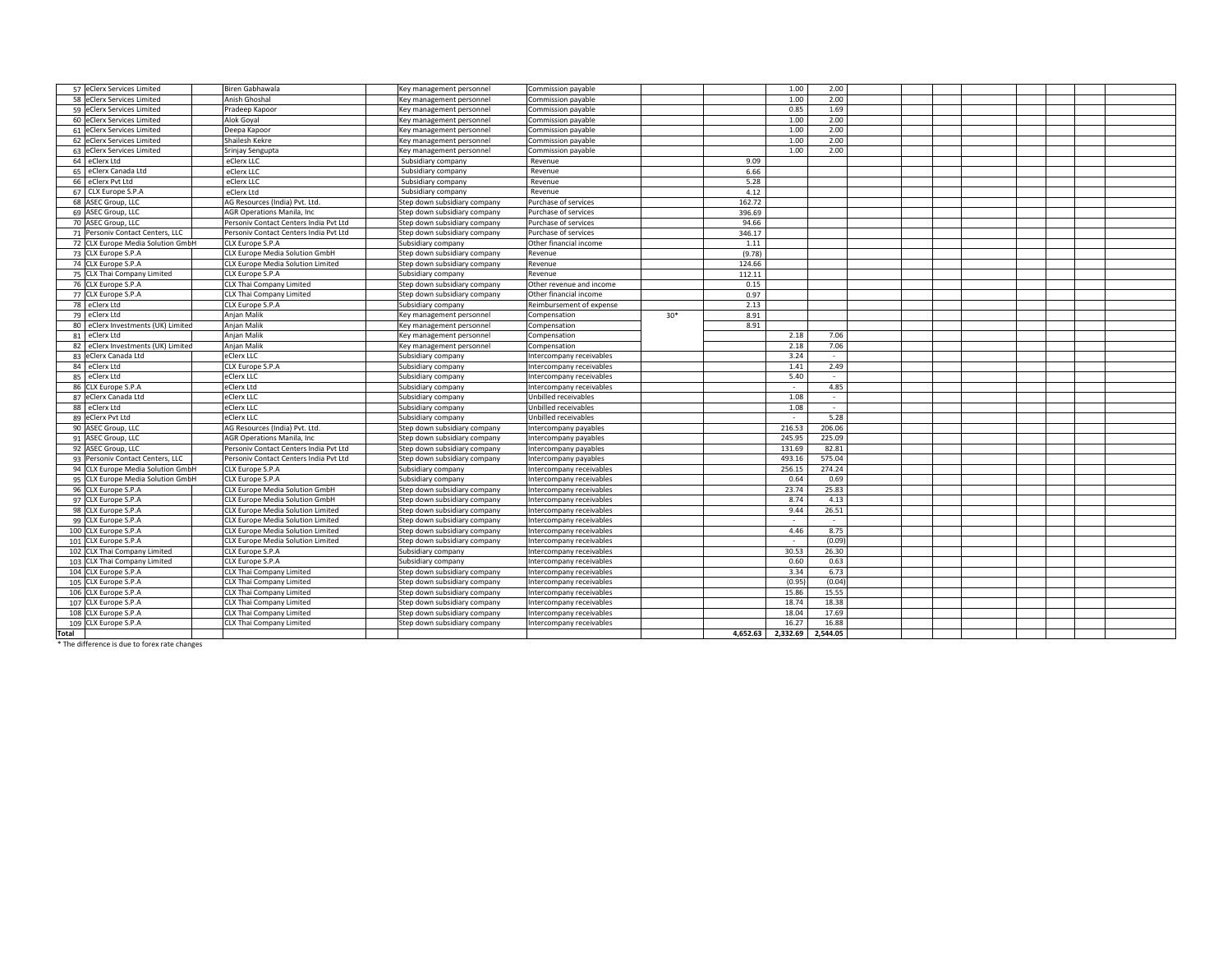| | | | | | | | | | | | | | | | | |
|---|---|---|---|---|---|---|---|---|---|---|---|---|---|---|---|---|
| 57 | eClerx Services Limited | Biren Gabhawala | Key management personnel | Commission payable | | | 1.00 | 2.00 | | | | | | | | |
| 58 | eClerx Services Limited | Anish Ghoshal | Key management personnel | Commission payable | | | 1.00 | 2.00 | | | | | | | | |
| 59 | eClerx Services Limited | Pradeep Kapoor | Key management personnel | Commission payable | | | 0.85 | 1.69 | | | | | | | | |
| 60 | eClerx Services Limited | Alok Goyal | Key management personnel | Commission payable | | | 1.00 | 2.00 | | | | | | | | |
| 61 | eClerx Services Limited | Deepa Kapoor | Key management personnel | Commission payable | | | 1.00 | 2.00 | | | | | | | | |
| 62 | eClerx Services Limited | Shailesh Kekre | Key management personnel | Commission payable | | | 1.00 | 2.00 | | | | | | | | |
| 63 | eClerx Services Limited | Srinjay Sengupta | Key management personnel | Commission payable | | | 1.00 | 2.00 | | | | | | | | |
| 64 | eClerx Ltd | eClerx LLC | Subsidiary company | Revenue | | 9.09 | | | | | | | | | | |
| 65 | eClerx Canada Ltd | eClerx LLC | Subsidiary company | Revenue | | 6.66 | | | | | | | | | | |
| 66 | eClerx Pvt Ltd | eClerx LLC | Subsidiary company | Revenue | | 5.28 | | | | | | | | | | |
| 67 | CLX Europe S.P.A | eClerx Ltd | Subsidiary company | Revenue | | 4.12 | | | | | | | | | | |
| 68 | ASEC Group, LLC | AG Resources (India) Pvt. Ltd. | Step down subsidiary company | Purchase of services | | 162.72 | | | | | | | | | | |
| 69 | ASEC Group, LLC | AGR Operations Manila, Inc | Step down subsidiary company | Purchase of services | | 396.69 | | | | | | | | | | |
| 70 | ASEC Group, LLC | Personiv Contact Centers India Pvt Ltd | Step down subsidiary company | Purchase of services | | 94.66 | | | | | | | | | | |
| 71 | Personiv Contact Centers, LLC | Personiv Contact Centers India Pvt Ltd | Step down subsidiary company | Purchase of services | | 346.17 | | | | | | | | | | |
| 72 | CLX Europe Media Solution GmbH | CLX Europe S.P.A | Subsidiary company | Other financial income | | 1.11 | | | | | | | | | | |
| 73 | CLX Europe S.P.A | CLX Europe Media Solution GmbH | Step down subsidiary company | Revenue | | (9.78) | | | | | | | | | | |
| 74 | CLX Europe S.P.A | CLX Europe Media Solution Limited | Step down subsidiary company | Revenue | | 124.66 | | | | | | | | | | |
| 75 | CLX Thai Company Limited | CLX Europe S.P.A | Subsidiary company | Revenue | | 112.11 | | | | | | | | | | |
| 76 | CLX Europe S.P.A | CLX Thai Company Limited | Step down subsidiary company | Other revenue and income | | 0.15 | | | | | | | | | | |
| 77 | CLX Europe S.P.A | CLX Thai Company Limited | Step down subsidiary company | Other financial income | | 0.97 | | | | | | | | | | |
| 78 | eClerx Ltd | CLX Europe S.P.A | Subsidiary company | Reimbursement of expense | | 2.13 | | | | | | | | | | |
| 79 | eClerx Ltd | Anjan Malik | Key management personnel | Compensation | 30* | 8.91 | | | | | | | | | | |
| 80 | eClerx Investments (UK) Limited | Anjan Malik | Key management personnel | Compensation | | 8.91 | | | | | | | | | | |
| 81 | eClerx Ltd | Anjan Malik | Key management personnel | Compensation | | | 2.18 | 7.06 | | | | | | | | |
| 82 | eClerx Investments (UK) Limited | Anjan Malik | Key management personnel | Compensation | | | 2.18 | 7.06 | | | | | | | | |
| 83 | eClerx Canada Ltd | eClerx LLC | Subsidiary company | Intercompany receivables | | | 3.24 | - | | | | | | | | |
| 84 | eClerx Ltd | CLX Europe S.P.A | Subsidiary company | Intercompany receivables | | | 1.41 | 2.49 | | | | | | | | |
| 85 | eClerx Ltd | eClerx LLC | Subsidiary company | Intercompany receivables | | | 5.40 | - | | | | | | | | |
| 86 | CLX Europe S.P.A | eClerx Ltd | Subsidiary company | Intercompany receivables | | | - | 4.85 | | | | | | | | |
| 87 | eClerx Canada Ltd | eClerx LLC | Subsidiary company | Unbilled receivables | | | 1.08 | - | | | | | | | | |
| 88 | eClerx Ltd | eClerx LLC | Subsidiary company | Unbilled receivables | | | 1.08 | - | | | | | | | | |
| 89 | eClerx Pvt Ltd | eClerx LLC | Subsidiary company | Unbilled receivables | | | - | 5.28 | | | | | | | | |
| 90 | ASEC Group, LLC | AG Resources (India) Pvt. Ltd. | Step down subsidiary company | Intercompany payables | | | 216.53 | 206.06 | | | | | | | | |
| 91 | ASEC Group, LLC | AGR Operations Manila, Inc | Step down subsidiary company | Intercompany payables | | | 245.95 | 225.09 | | | | | | | | |
| 92 | ASEC Group, LLC | Personiv Contact Centers India Pvt Ltd | Step down subsidiary company | Intercompany payables | | | 131.69 | 82.81 | | | | | | | | |
| 93 | Personiv Contact Centers, LLC | Personiv Contact Centers India Pvt Ltd | Step down subsidiary company | Intercompany payables | | | 493.16 | 575.04 | | | | | | | | |
| 94 | CLX Europe Media Solution GmbH | CLX Europe S.P.A | Subsidiary company | Intercompany receivables | | | 256.15 | 274.24 | | | | | | | | |
| 95 | CLX Europe Media Solution GmbH | CLX Europe S.P.A | Subsidiary company | Intercompany receivables | | | 0.64 | 0.69 | | | | | | | | |
| 96 | CLX Europe S.P.A | CLX Europe Media Solution GmbH | Step down subsidiary company | Intercompany receivables | | | 23.74 | 25.83 | | | | | | | | |
| 97 | CLX Europe S.P.A | CLX Europe Media Solution GmbH | Step down subsidiary company | Intercompany receivables | | | 8.74 | 4.13 | | | | | | | | |
| 98 | CLX Europe S.P.A | CLX Europe Media Solution Limited | Step down subsidiary company | Intercompany receivables | | | 9.44 | 26.51 | | | | | | | | |
| 99 | CLX Europe S.P.A | CLX Europe Media Solution Limited | Step down subsidiary company | Intercompany receivables | | | - | - | | | | | | | | |
| 100 | CLX Europe S.P.A | CLX Europe Media Solution Limited | Step down subsidiary company | Intercompany receivables | | | 4.46 | 8.75 | | | | | | | | |
| 101 | CLX Europe S.P.A | CLX Europe Media Solution Limited | Step down subsidiary company | Intercompany receivables | | | - | (0.09) | | | | | | | | |
| 102 | CLX Thai Company Limited | CLX Europe S.P.A | Subsidiary company | Intercompany receivables | | | 30.53 | 26.30 | | | | | | | | |
| 103 | CLX Thai Company Limited | CLX Europe S.P.A | Subsidiary company | Intercompany receivables | | | 0.60 | 0.63 | | | | | | | | |
| 104 | CLX Europe S.P.A | CLX Thai Company Limited | Step down subsidiary company | Intercompany receivables | | | 3.34 | 6.73 | | | | | | | | |
| 105 | CLX Europe S.P.A | CLX Thai Company Limited | Step down subsidiary company | Intercompany receivables | | | (0.95) | (0.04) | | | | | | | | |
| 106 | CLX Europe S.P.A | CLX Thai Company Limited | Step down subsidiary company | Intercompany receivables | | | 15.86 | 15.55 | | | | | | | | |
| 107 | CLX Europe S.P.A | CLX Thai Company Limited | Step down subsidiary company | Intercompany receivables | | | 18.74 | 18.38 | | | | | | | | |
| 108 | CLX Europe S.P.A | CLX Thai Company Limited | Step down subsidiary company | Intercompany receivables | | | 18.04 | 17.69 | | | | | | | | |
| 109 | CLX Europe S.P.A | CLX Thai Company Limited | Step down subsidiary company | Intercompany receivables | | | 16.27 | 16.88 | | | | | | | | |
| **Total** | | | | | | **4,652.63** | **2,332.69** | **2,544.05** | | | | | | | | |

* The difference is due to forex rate changes